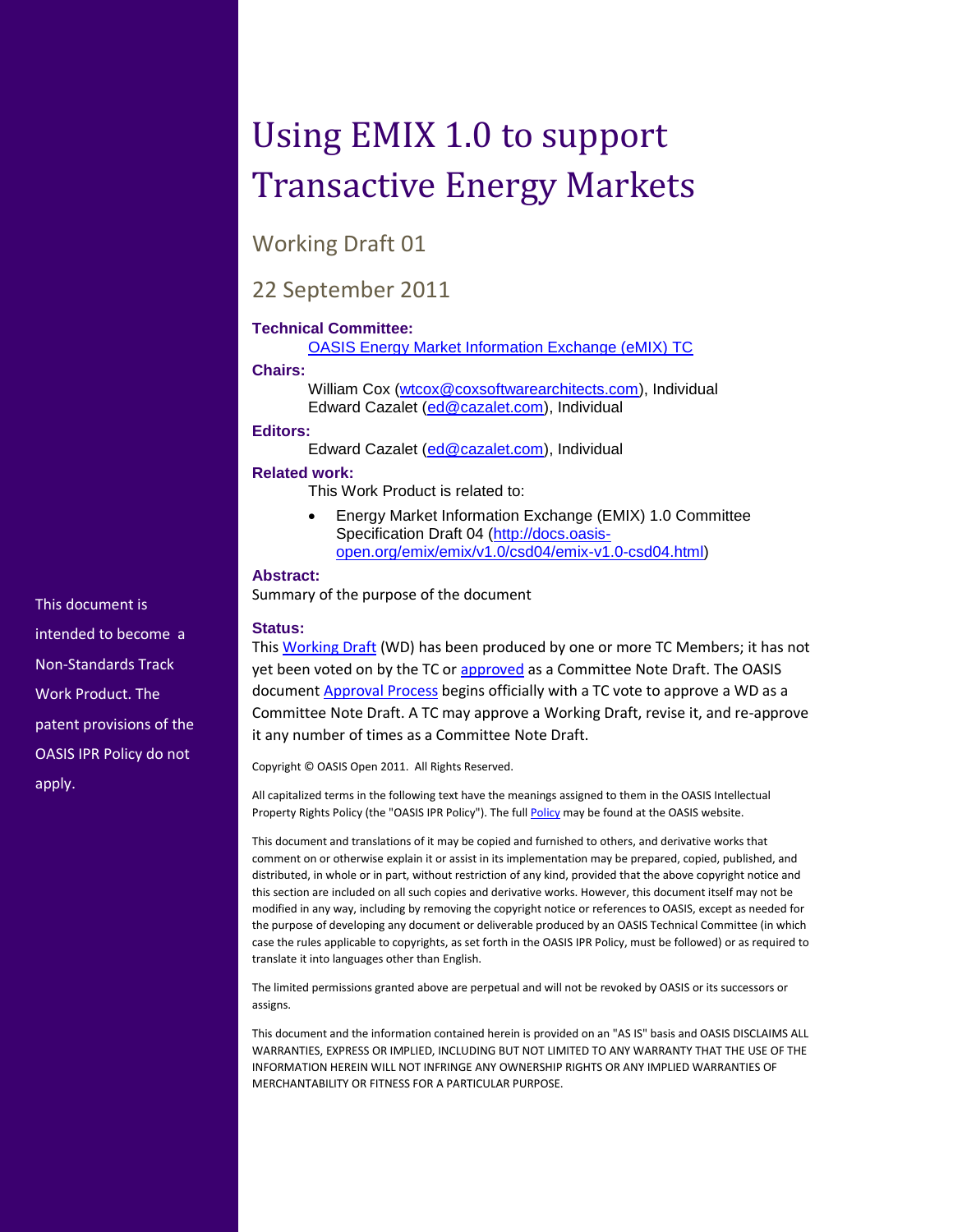# Using EMIX 1.0 to support Transactive Energy Markets

## Working Draft 01

## 22 September 2011

**Technical Committee:**

[OASIS Energy Market Information Exchange (eMIX) TC](#)

**Chairs:**

William Cox (wtcox@coxsoftwarearchitects.com), Individual
Edward Cazalet (ed@cazalet.com), Individual

**Editors:**

Edward Cazalet (ed@cazalet.com), Individual

**Related work:**

This Work Product is related to:

- Energy Market Information Exchange (EMIX) 1.0 Committee Specification Draft 04 (http://docs.oasis-open.org/emix/emix/v1.0/csd04/emix-v1.0-csd04.html)

**Abstract:**

Summary of the purpose of the document

**Status:**

This Working Draft (WD) has been produced by one or more TC Members; it has not yet been voted on by the TC or approved as a Committee Note Draft. The OASIS document Approval Process begins officially with a TC vote to approve a WD as a Committee Note Draft. A TC may approve a Working Draft, revise it, and re-approve it any number of times as a Committee Note Draft.

Copyright © OASIS Open 2011. All Rights Reserved.

All capitalized terms in the following text have the meanings assigned to them in the OASIS Intellectual Property Rights Policy (the "OASIS IPR Policy"). The full Policy may be found at the OASIS website.

This document and translations of it may be copied and furnished to others, and derivative works that comment on or otherwise explain it or assist in its implementation may be prepared, copied, published, and distributed, in whole or in part, without restriction of any kind, provided that the above copyright notice and this section are included on all such copies and derivative works. However, this document itself may not be modified in any way, including by removing the copyright notice or references to OASIS, except as needed for the purpose of developing any document or deliverable produced by an OASIS Technical Committee (in which case the rules applicable to copyrights, as set forth in the OASIS IPR Policy, must be followed) or as required to translate it into languages other than English.

The limited permissions granted above are perpetual and will not be revoked by OASIS or its successors or assigns.

This document and the information contained herein is provided on an "AS IS" basis and OASIS DISCLAIMS ALL WARRANTIES, EXPRESS OR IMPLIED, INCLUDING BUT NOT LIMITED TO ANY WARRANTY THAT THE USE OF THE INFORMATION HEREIN WILL NOT INFRINGE ANY OWNERSHIP RIGHTS OR ANY IMPLIED WARRANTIES OF MERCHANTABILITY OR FITNESS FOR A PARTICULAR PURPOSE.

This document is intended to become a Non-Standards Track Work Product. The patent provisions of the OASIS IPR Policy do not apply.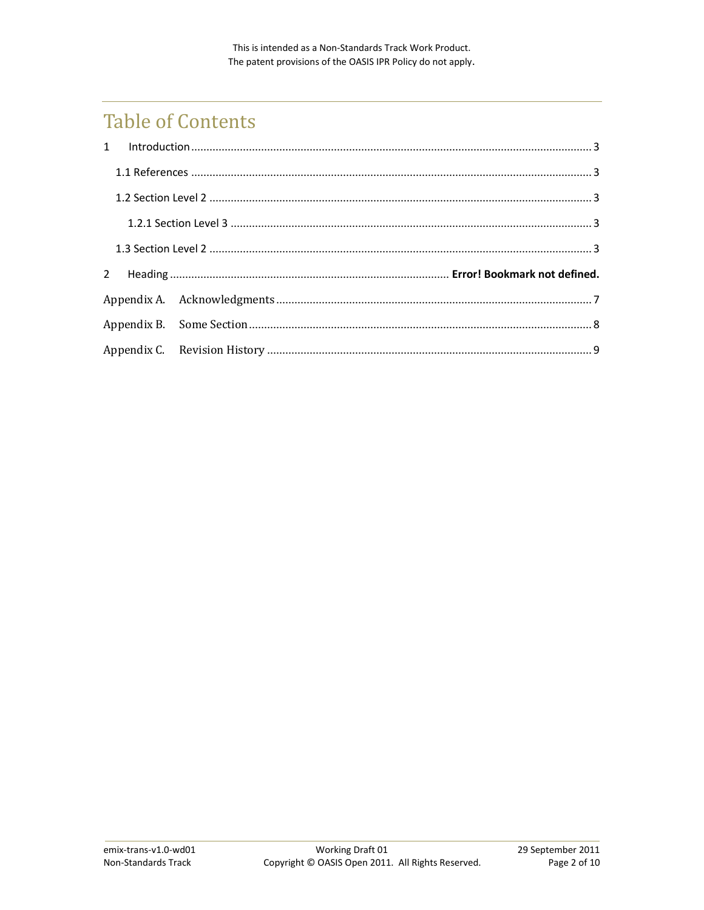This is intended as a Non-Standards Track Work Product.
The patent provisions of the OASIS IPR Policy do not apply.

# Table of Contents

1 Introduction ..... 3

  1.1 References ..... 3

  1.2 Section Level 2 ..... 3

    1.2.1 Section Level 3 ..... 3

  1.3 Section Level 2 ..... 3

2 Heading ..... **Error! Bookmark not defined.**

Appendix A. Acknowledgments ..... 7

Appendix B. Some Section ..... 8

Appendix C. Revision History ..... 9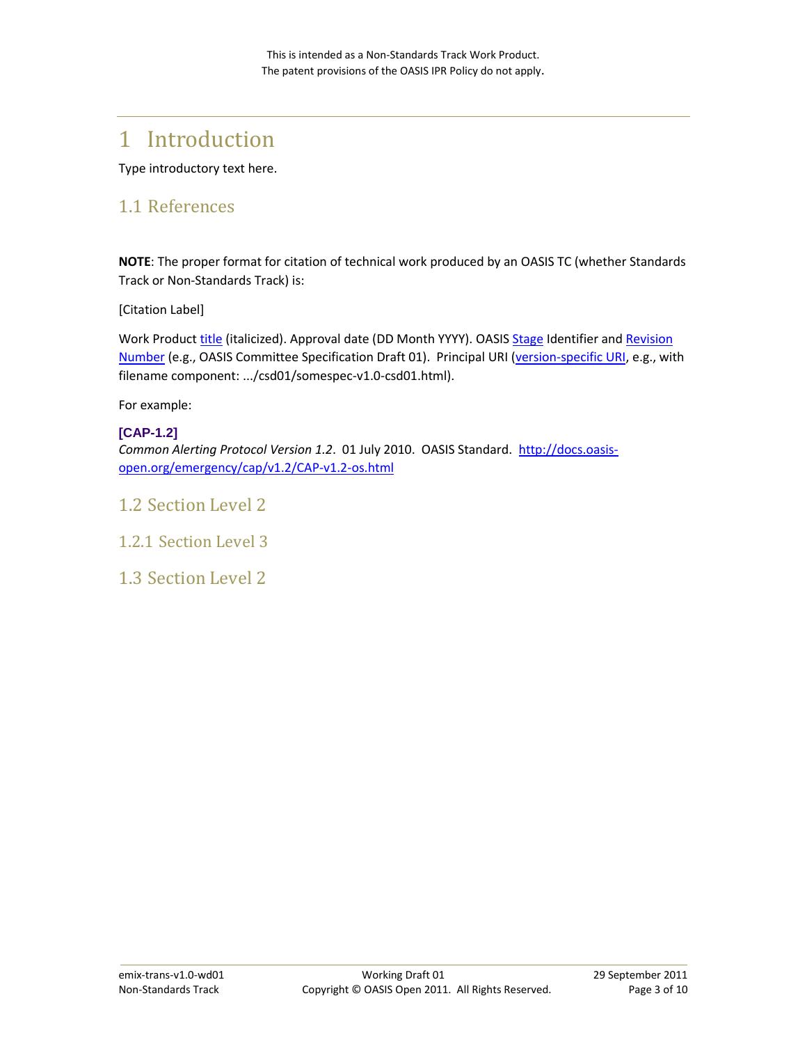# 1 Introduction

Type introductory text here.

## 1.1 References

**NOTE**: The proper format for citation of technical work produced by an OASIS TC (whether Standards Track or Non-Standards Track) is:

[Citation Label]

Work Product title (italicized). Approval date (DD Month YYYY). OASIS Stage Identifier and Revision Number (e.g., OASIS Committee Specification Draft 01). Principal URI (version-specific URI, e.g., with filename component: .../csd01/somespec-v1.0-csd01.html).

For example:

**[CAP-1.2]**
*Common Alerting Protocol Version 1.2*. 01 July 2010. OASIS Standard. http://docs.oasis-open.org/emergency/cap/v1.2/CAP-v1.2-os.html

## 1.2 Section Level 2

### 1.2.1 Section Level 3

## 1.3 Section Level 2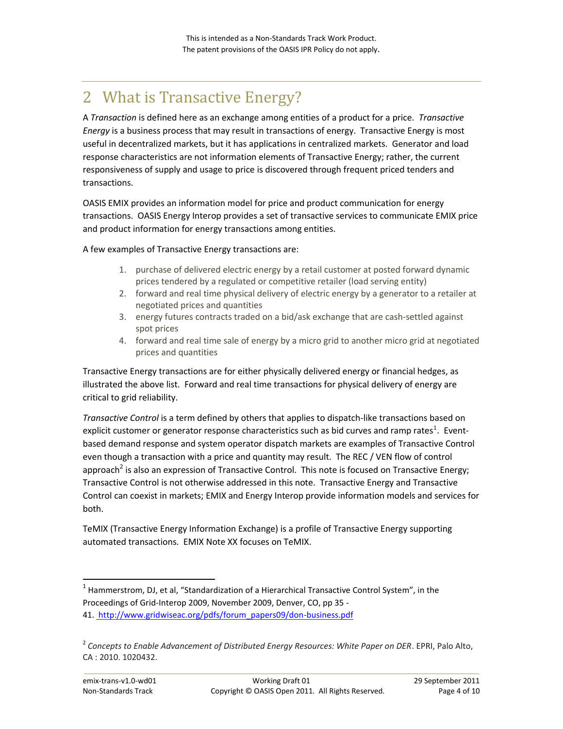# 2 What is Transactive Energy?

A *Transaction* is defined here as an exchange among entities of a product for a price. *Transactive Energy* is a business process that may result in transactions of energy. Transactive Energy is most useful in decentralized markets, but it has applications in centralized markets. Generator and load response characteristics are not information elements of Transactive Energy; rather, the current responsiveness of supply and usage to price is discovered through frequent priced tenders and transactions.

OASIS EMIX provides an information model for price and product communication for energy transactions. OASIS Energy Interop provides a set of transactive services to communicate EMIX price and product information for energy transactions among entities.

A few examples of Transactive Energy transactions are:

1. purchase of delivered electric energy by a retail customer at posted forward dynamic prices tendered by a regulated or competitive retailer (load serving entity)
2. forward and real time physical delivery of electric energy by a generator to a retailer at negotiated prices and quantities
3. energy futures contracts traded on a bid/ask exchange that are cash-settled against spot prices
4. forward and real time sale of energy by a micro grid to another micro grid at negotiated prices and quantities

Transactive Energy transactions are for either physically delivered energy or financial hedges, as illustrated the above list. Forward and real time transactions for physical delivery of energy are critical to grid reliability.

*Transactive Control* is a term defined by others that applies to dispatch-like transactions based on explicit customer or generator response characteristics such as bid curves and ramp rates[1]. Event-based demand response and system operator dispatch markets are examples of Transactive Control even though a transaction with a price and quantity may result. The REC / VEN flow of control approach[2] is also an expression of Transactive Control. This note is focused on Transactive Energy; Transactive Control is not otherwise addressed in this note. Transactive Energy and Transactive Control can coexist in markets; EMIX and Energy Interop provide information models and services for both.

TeMIX (Transactive Energy Information Exchange) is a profile of Transactive Energy supporting automated transactions. EMIX Note XX focuses on TeMIX.

---

[1] Hammerstrom, DJ, et al, "Standardization of a Hierarchical Transactive Control System", in the Proceedings of Grid-Interop 2009, November 2009, Denver, CO, pp 35 - 41. http://www.gridwiseac.org/pdfs/forum_papers09/don-business.pdf

[2] *Concepts to Enable Advancement of Distributed Energy Resources: White Paper on DER*. EPRI, Palo Alto, CA : 2010. 1020432.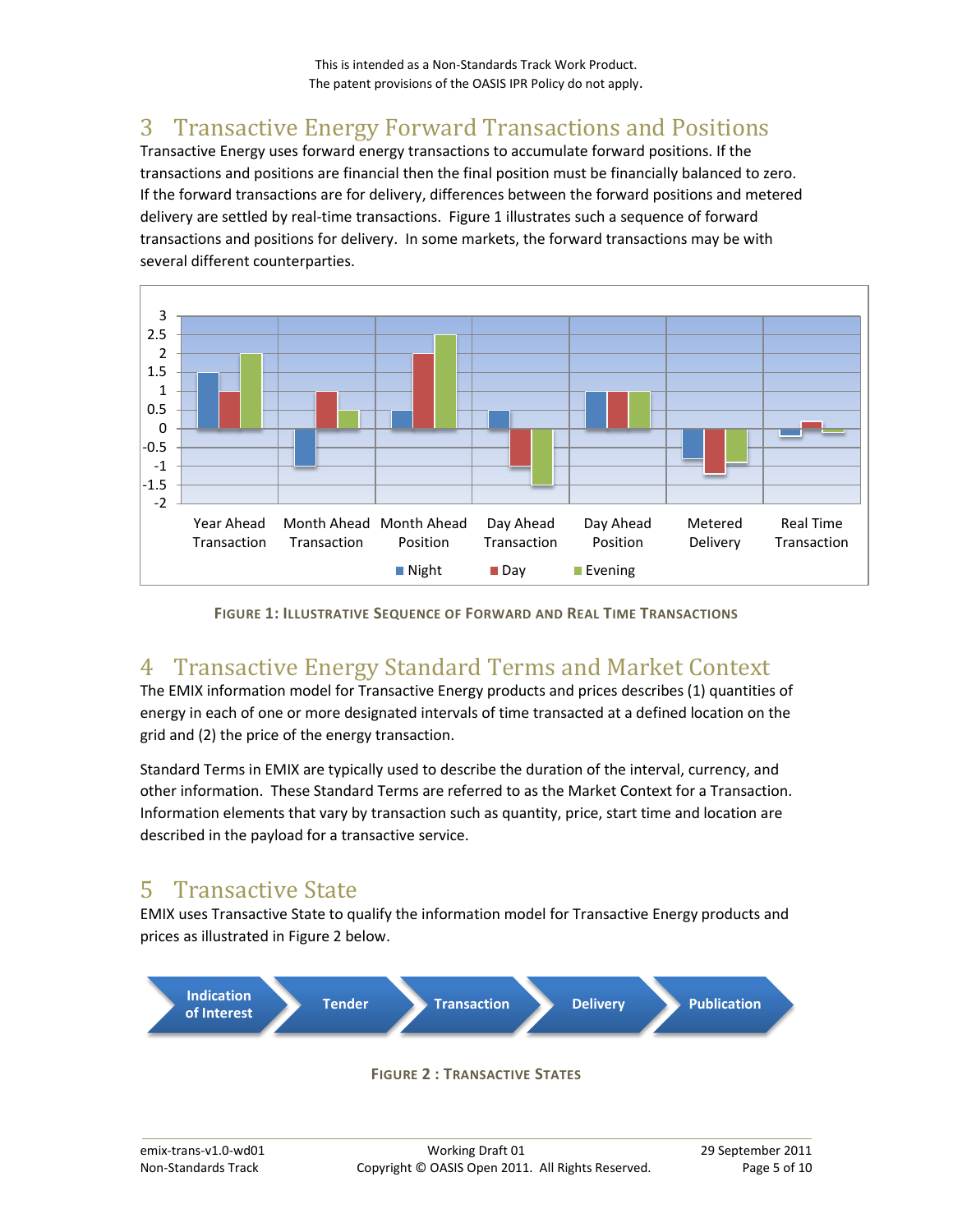# 3 Transactive Energy Forward Transactions and Positions

Transactive Energy uses forward energy transactions to accumulate forward positions. If the transactions and positions are financial then the final position must be financially balanced to zero. If the forward transactions are for delivery, differences between the forward positions and metered delivery are settled by real-time transactions. Figure 1 illustrates such a sequence of forward transactions and positions for delivery. In some markets, the forward transactions may be with several different counterparties.

**Figure 1: Illustrative Sequence of Forward and Real Time Transactions**

# 4 Transactive Energy Standard Terms and Market Context

The EMIX information model for Transactive Energy products and prices describes (1) quantities of energy in each of one or more designated intervals of time transacted at a defined location on the grid and (2) the price of the energy transaction.

Standard Terms in EMIX are typically used to describe the duration of the interval, currency, and other information. These Standard Terms are referred to as the Market Context for a Transaction. Information elements that vary by transaction such as quantity, price, start time and location are described in the payload for a transactive service.

# 5 Transactive State

EMIX uses Transactive State to qualify the information model for Transactive Energy products and prices as illustrated in Figure 2 below.

**Figure 2 : Transactive States**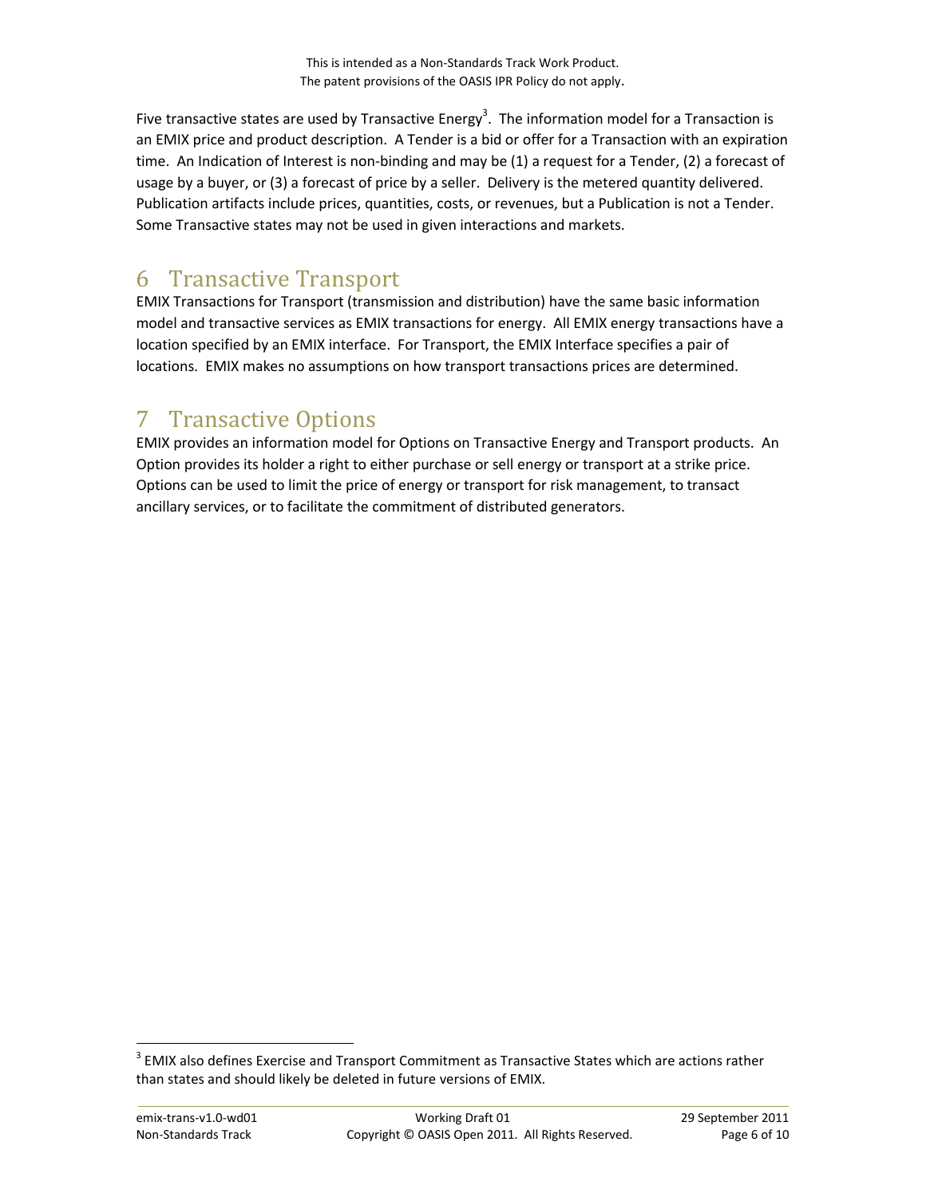Five transactive states are used by Transactive Energy[3]. The information model for a Transaction is an EMIX price and product description. A Tender is a bid or offer for a Transaction with an expiration time. An Indication of Interest is non-binding and may be (1) a request for a Tender, (2) a forecast of usage by a buyer, or (3) a forecast of price by a seller. Delivery is the metered quantity delivered. Publication artifacts include prices, quantities, costs, or revenues, but a Publication is not a Tender. Some Transactive states may not be used in given interactions and markets.

# 6 Transactive Transport

EMIX Transactions for Transport (transmission and distribution) have the same basic information model and transactive services as EMIX transactions for energy. All EMIX energy transactions have a location specified by an EMIX interface. For Transport, the EMIX Interface specifies a pair of locations. EMIX makes no assumptions on how transport transactions prices are determined.

# 7 Transactive Options

EMIX provides an information model for Options on Transactive Energy and Transport products. An Option provides its holder a right to either purchase or sell energy or transport at a strike price. Options can be used to limit the price of energy or transport for risk management, to transact ancillary services, or to facilitate the commitment of distributed generators.

---

[3] EMIX also defines Exercise and Transport Commitment as Transactive States which are actions rather than states and should likely be deleted in future versions of EMIX.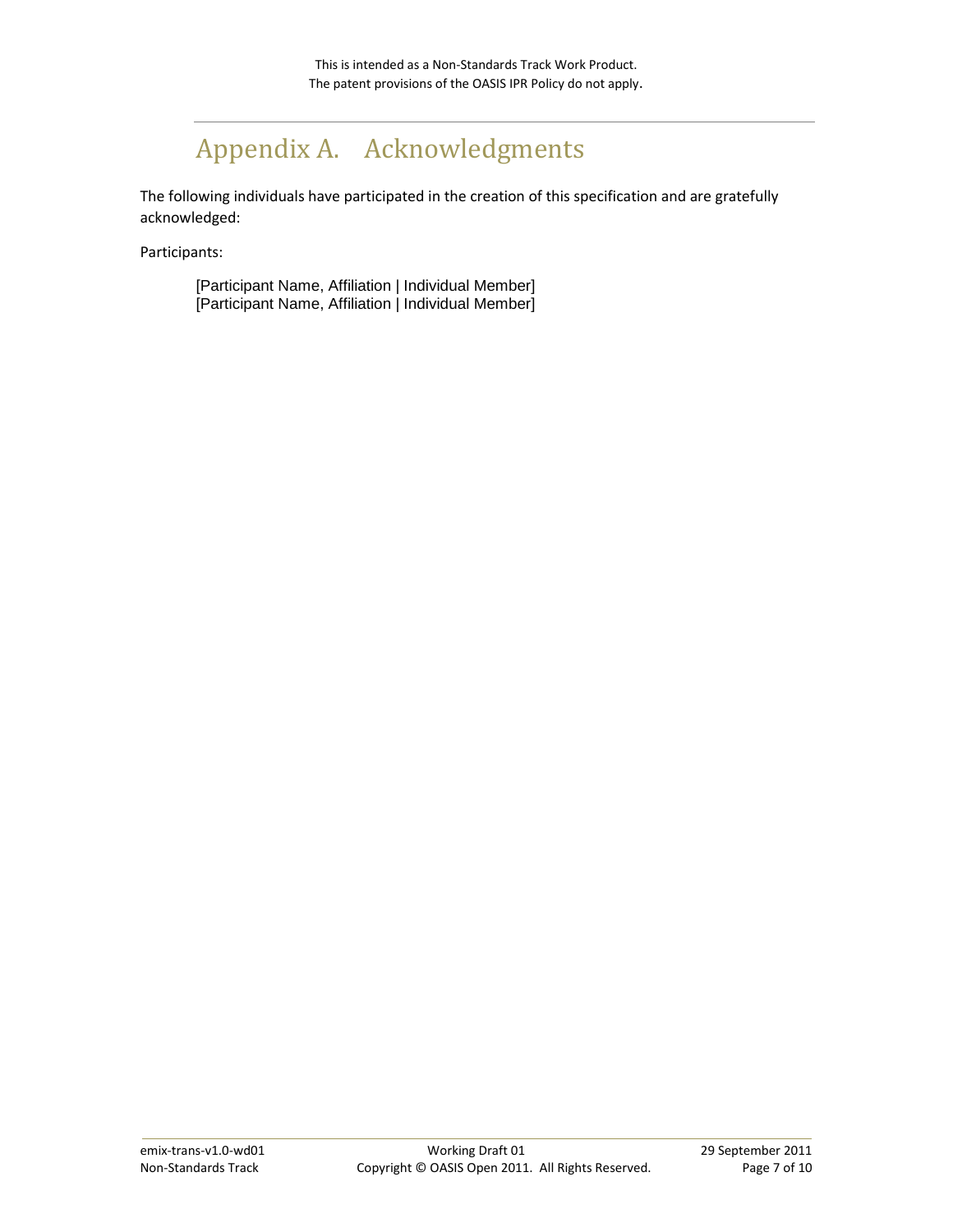# Appendix A. Acknowledgments

The following individuals have participated in the creation of this specification and are gratefully acknowledged:

Participants:

[Participant Name, Affiliation | Individual Member]
[Participant Name, Affiliation | Individual Member]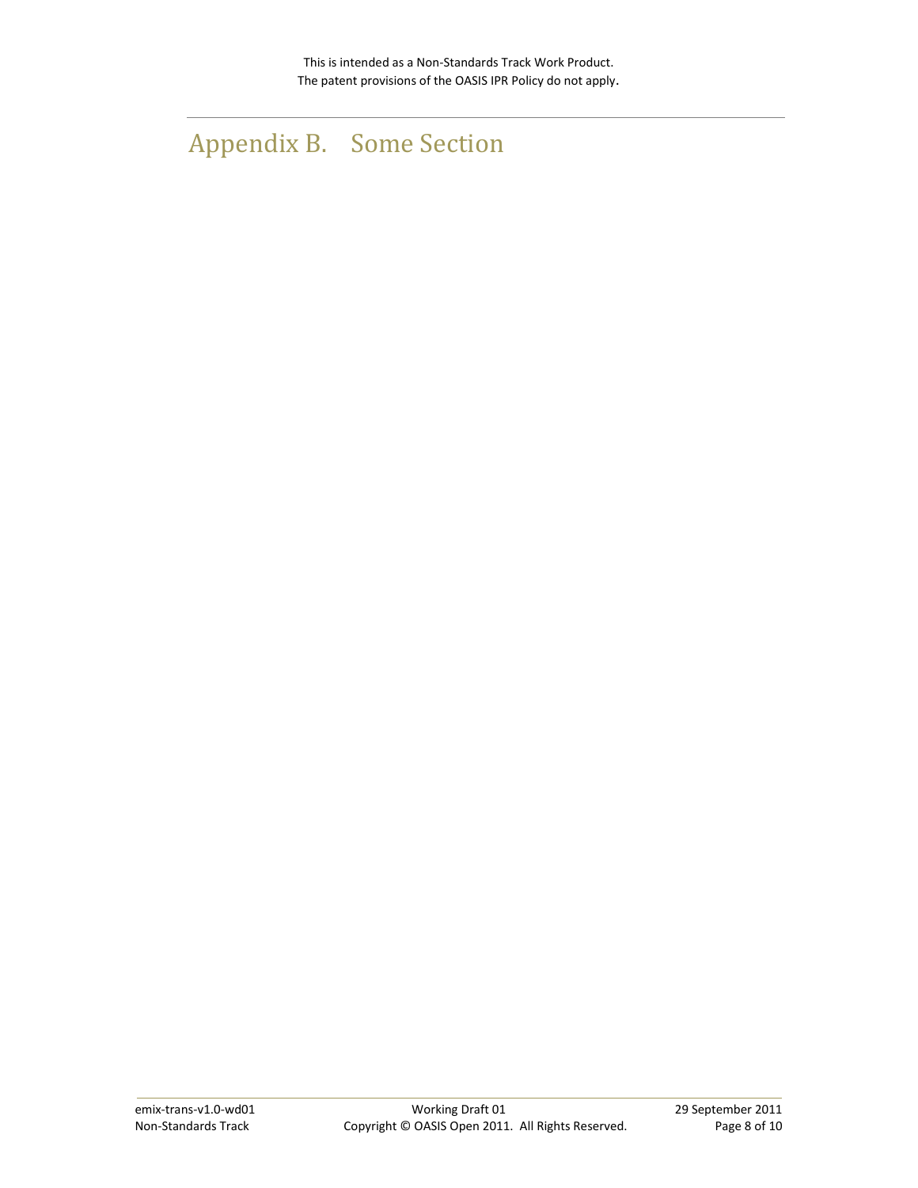# Appendix B. Some Section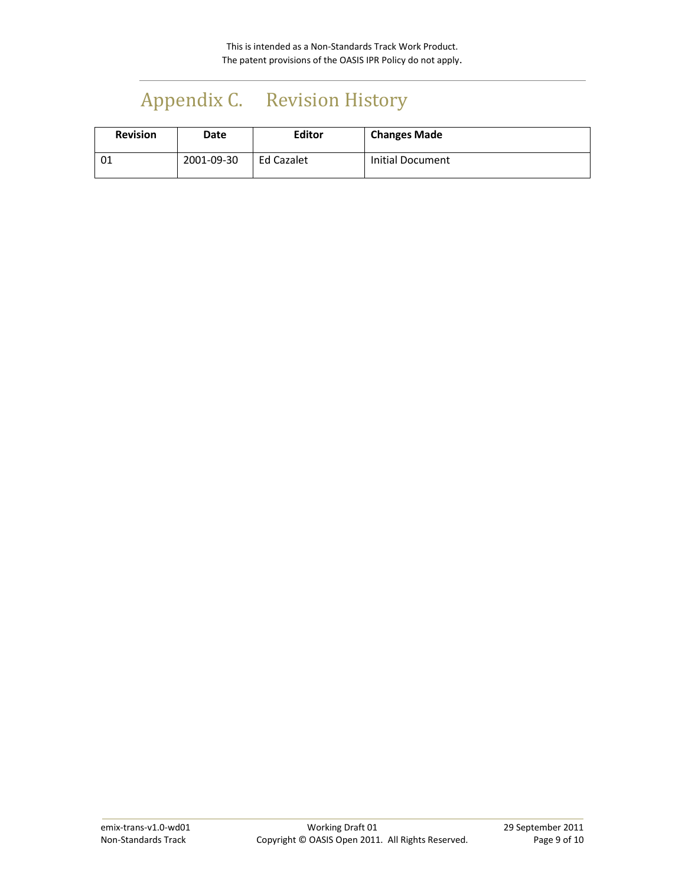# Appendix C. Revision History

| Revision | Date | Editor | Changes Made |
|---|---|---|---|
| 01 | 2001-09-30 | Ed Cazalet | Initial Document |